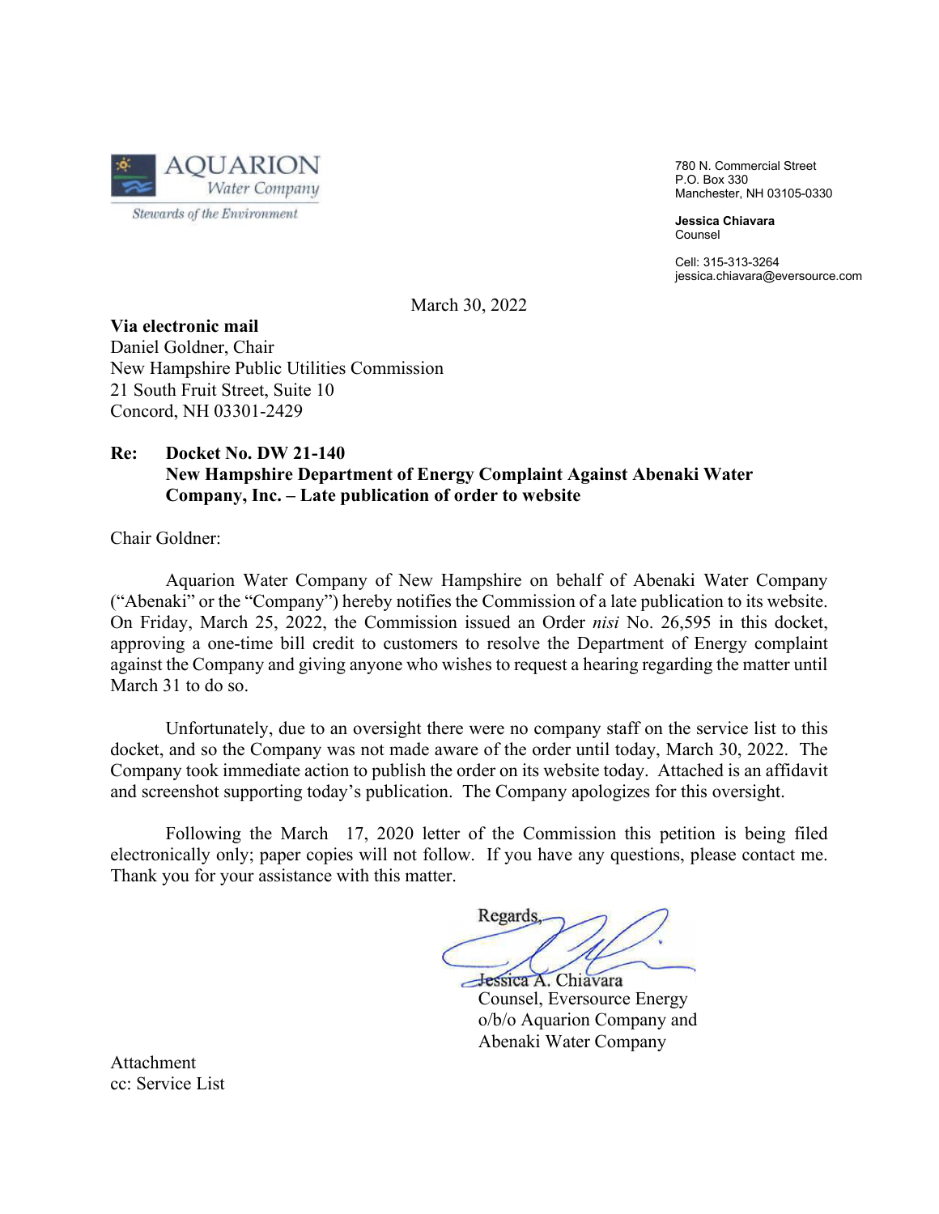AQUARION
Water Company
Stewards of the Environment

780 N. Commercial Street
P.O. Box 330
Manchester, NH 03105-0330

**Jessica Chiavara**
Counsel

Cell: 315-313-3264
jessica.chiavara@eversource.com

March 30, 2022

**Via electronic mail**
Daniel Goldner, Chair
New Hampshire Public Utilities Commission
21 South Fruit Street, Suite 10
Concord, NH 03301-2429

**Re: Docket No. DW 21-140**
**New Hampshire Department of Energy Complaint Against Abenaki Water Company, Inc. – Late publication of order to website**

Chair Goldner:

Aquarion Water Company of New Hampshire on behalf of Abenaki Water Company ("Abenaki" or the "Company") hereby notifies the Commission of a late publication to its website. On Friday, March 25, 2022, the Commission issued an Order *nisi* No. 26,595 in this docket, approving a one-time bill credit to customers to resolve the Department of Energy complaint against the Company and giving anyone who wishes to request a hearing regarding the matter until March 31 to do so.

Unfortunately, due to an oversight there were no company staff on the service list to this docket, and so the Company was not made aware of the order until today, March 30, 2022. The Company took immediate action to publish the order on its website today. Attached is an affidavit and screenshot supporting today's publication. The Company apologizes for this oversight.

Following the March 17, 2020 letter of the Commission this petition is being filed electronically only; paper copies will not follow. If you have any questions, please contact me. Thank you for your assistance with this matter.

Regards,

Jessica A. Chiavara
Counsel, Eversource Energy
o/b/o Aquarion Company and
Abenaki Water Company

Attachment
cc: Service List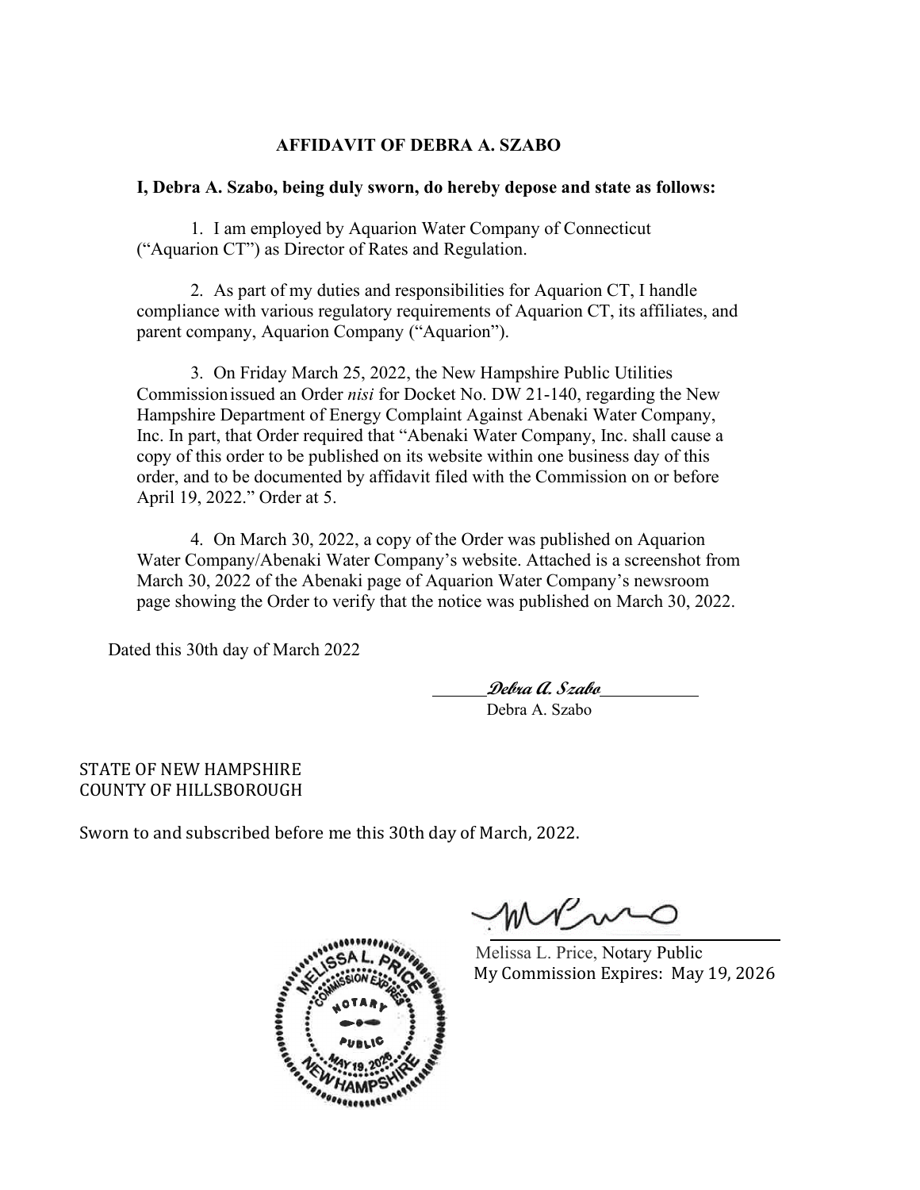## AFFIDAVIT OF DEBRA A. SZABO

**I, Debra A. Szabo, being duly sworn, do hereby depose and state as follows:**

1. I am employed by Aquarion Water Company of Connecticut ("Aquarion CT") as Director of Rates and Regulation.

2. As part of my duties and responsibilities for Aquarion CT, I handle compliance with various regulatory requirements of Aquarion CT, its affiliates, and parent company, Aquarion Company ("Aquarion").

3. On Friday March 25, 2022, the New Hampshire Public Utilities Commission issued an Order *nisi* for Docket No. DW 21-140, regarding the New Hampshire Department of Energy Complaint Against Abenaki Water Company, Inc. In part, that Order required that "Abenaki Water Company, Inc. shall cause a copy of this order to be published on its website within one business day of this order, and to be documented by affidavit filed with the Commission on or before April 19, 2022." Order at 5.

4. On March 30, 2022, a copy of the Order was published on Aquarion Water Company/Abenaki Water Company's website. Attached is a screenshot from March 30, 2022 of the Abenaki page of Aquarion Water Company's newsroom page showing the Order to verify that the notice was published on March 30, 2022.

Dated this 30th day of March 2022

*Debra A. Szabo*
Debra A. Szabo

STATE OF NEW HAMPSHIRE
COUNTY OF HILLSBOROUGH

Sworn to and subscribed before me this 30th day of March, 2022.

Melissa L. Price, Notary Public
My Commission Expires: May 19, 2026

MELISSA L. PRICE
COMMISSION EXPIRES
NOTARY
PUBLIC
MAY 19, 2026
NEW HAMPSHIRE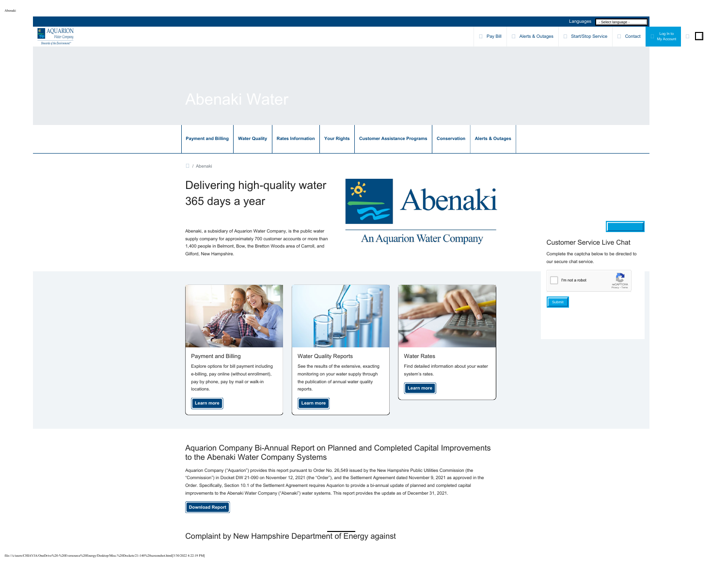Languages - Select language -

AQUARION Water Company Stewards of the Environment

Pay Bill | Alerts & Outages | Start/Stop Service | Contact | Log In to My Account

# Abenaki Water

Payment and Billing | Water Quality | Rates Information | Your Rights | Customer Assistance Programs | Conservation | Alerts & Outages

/ Abenaki

## Delivering high-quality water 365 days a year

Abenaki, a subsidiary of Aquarion Water Company, is the public water supply company for approximately 700 customer accounts or more than 1,400 people in Belmont, Bow, the Bretton Woods area of Carroll, and Gilford, New Hampshire.

Abenaki

An Aquarion Water Company

### Customer Service Live Chat

Complete the captcha below to be directed to our secure chat service.

I'm not a robot

reCAPTCHA Privacy - Terms

Submit

### Payment and Billing

Explore options for bill payment including e-billing, pay online (without enrollment), pay by phone, pay by mail or walk-in locations.

**Learn more**

### Water Quality Reports

See the results of the extensive, exacting monitoring on your water supply through the publication of annual water quality reports.

**Learn more**

### Water Rates

Find detailed information about your water system's rates.

**Learn more**

## Aquarion Company Bi-Annual Report on Planned and Completed Capital Improvements to the Abenaki Water Company Systems

Aquarion Company ("Aquarion") provides this report pursuant to Order No. 26,549 issued by the New Hampshire Public Utilities Commission (the "Commission") in Docket DW 21-090 on November 12, 2021 (the "Order"), and the Settlement Agreement dated November 9, 2021 as approved in the Order. Specifically, Section 10.1 of the Settlement Agreement requires Aquarion to provide a bi-annual update of planned and completed capital improvements to the Abenaki Water Company ("Abenaki") water systems. This report provides the update as of December 31, 2021.

**Download Report**

## Complaint by New Hampshire Department of Energy against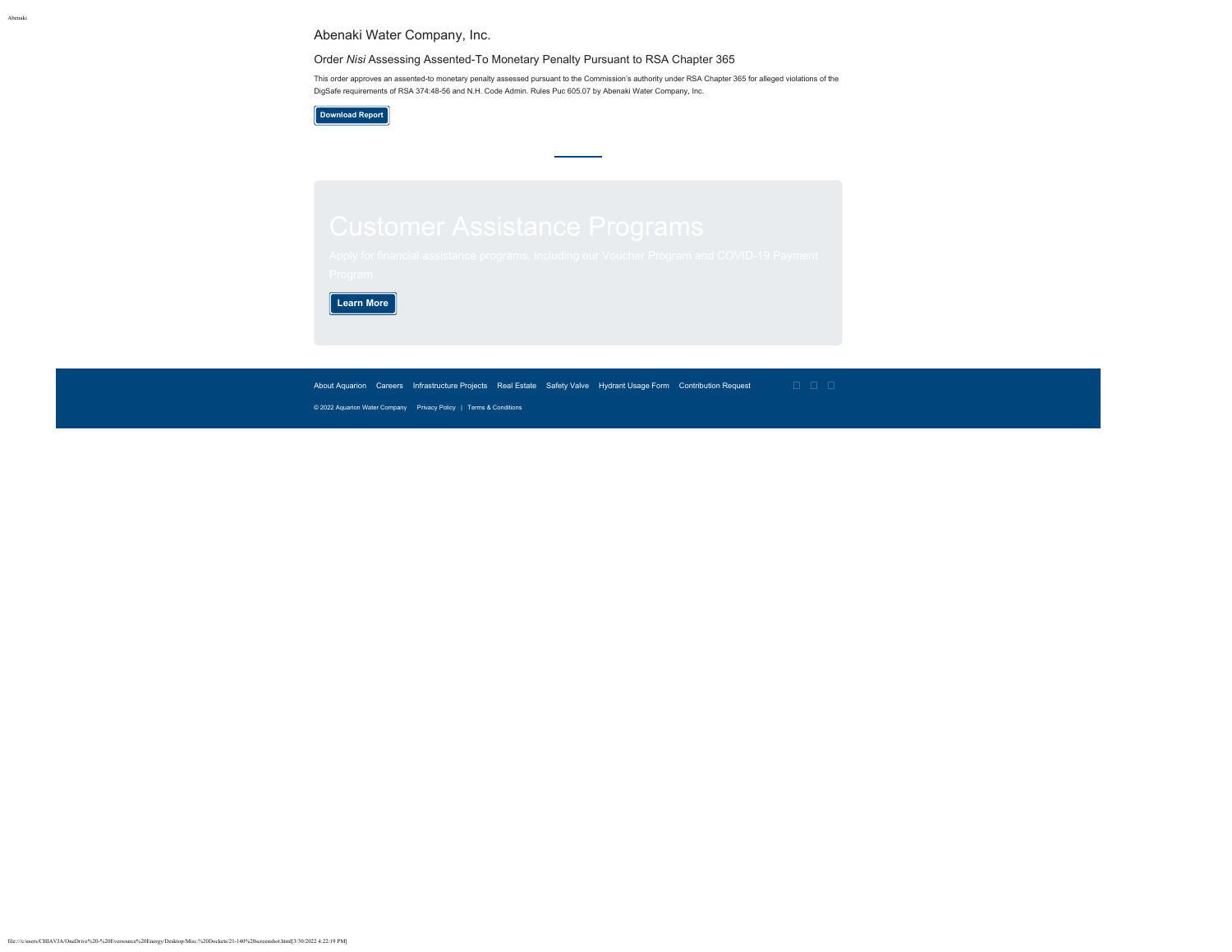## Abenaki Water Company, Inc.

### Order *Nisi* Assessing Assented-To Monetary Penalty Pursuant to RSA Chapter 365

This order approves an assented-to monetary penalty assessed pursuant to the Commission's authority under RSA Chapter 365 for alleged violations of the DigSafe requirements of RSA 374:48-56 and N.H. Code Admin. Rules Puc 605.07 by Abenaki Water Company, Inc.

**Download Report**

## Customer Assistance Programs

Apply for financial assistance programs, including our Voucher Program and COVID-19 Payment Program.

**Learn More**

About Aquarion Careers Infrastructure Projects Real Estate Safety Valve Hydrant Usage Form Contribution Request

© 2022 Aquarion Water Company Privacy Policy | Terms & Conditions